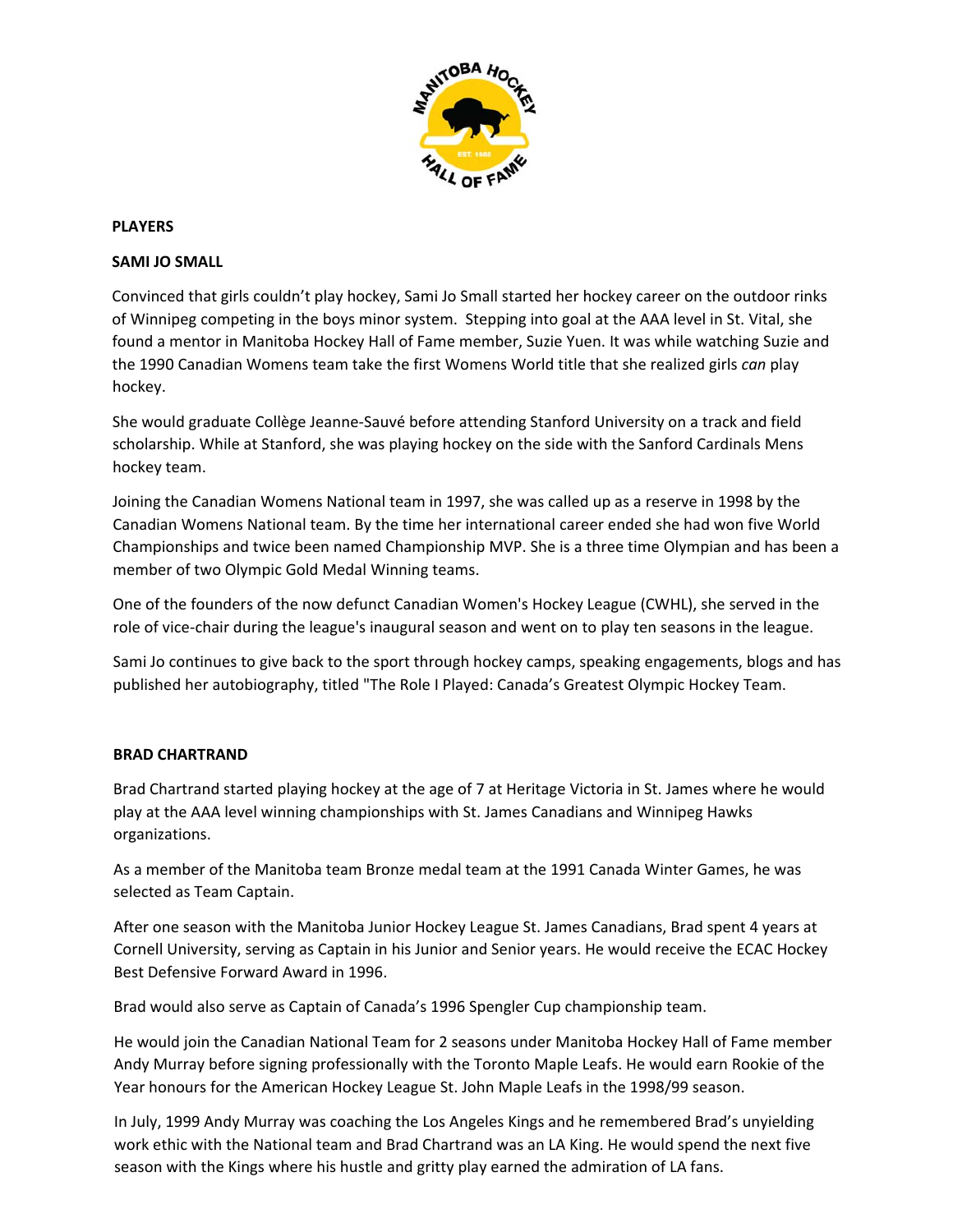## PLAYERS

### SAMI JO SMALL

Convinced that girls couldn't play hockey, Sami Jo Small started her hockey career on the outdoor rinks of Winnipeg competing in the boys minor system. Stepping into goal at the AAA level in St. Vital, she found a mentor in Manitoba Hockey Hall of Fame member, Suzie Yuen. It was while watching Suzie and the 1990 Canadian Womens team take the first Womens World title that she realized girls *can* play hockey.

She would graduate Collège Jeanne-Sauvé before attending Stanford University on a track and field scholarship. While at Stanford, she was playing hockey on the side with the Sanford Cardinals Mens hockey team.

Joining the Canadian Womens National team in 1997, she was called up as a reserve in 1998 by the Canadian Womens National team. By the time her international career ended she had won five World Championships and twice been named Championship MVP. She is a three time Olympian and has been a member of two Olympic Gold Medal Winning teams.

One of the founders of the now defunct Canadian Women's Hockey League (CWHL), she served in the role of vice-chair during the league's inaugural season and went on to play ten seasons in the league.

Sami Jo continues to give back to the sport through hockey camps, speaking engagements, blogs and has published her autobiography, titled "The Role I Played: Canada's Greatest Olympic Hockey Team.

### BRAD CHARTRAND

Brad Chartrand started playing hockey at the age of 7 at Heritage Victoria in St. James where he would play at the AAA level winning championships with St. James Canadians and Winnipeg Hawks organizations.

As a member of the Manitoba team Bronze medal team at the 1991 Canada Winter Games, he was selected as Team Captain.

After one season with the Manitoba Junior Hockey League St. James Canadians, Brad spent 4 years at Cornell University, serving as Captain in his Junior and Senior years. He would receive the ECAC Hockey Best Defensive Forward Award in 1996.

Brad would also serve as Captain of Canada's 1996 Spengler Cup championship team.

He would join the Canadian National Team for 2 seasons under Manitoba Hockey Hall of Fame member Andy Murray before signing professionally with the Toronto Maple Leafs. He would earn Rookie of the Year honours for the American Hockey League St. John Maple Leafs in the 1998/99 season.

In July, 1999 Andy Murray was coaching the Los Angeles Kings and he remembered Brad's unyielding work ethic with the National team and Brad Chartrand was an LA King. He would spend the next five season with the Kings where his hustle and gritty play earned the admiration of LA fans.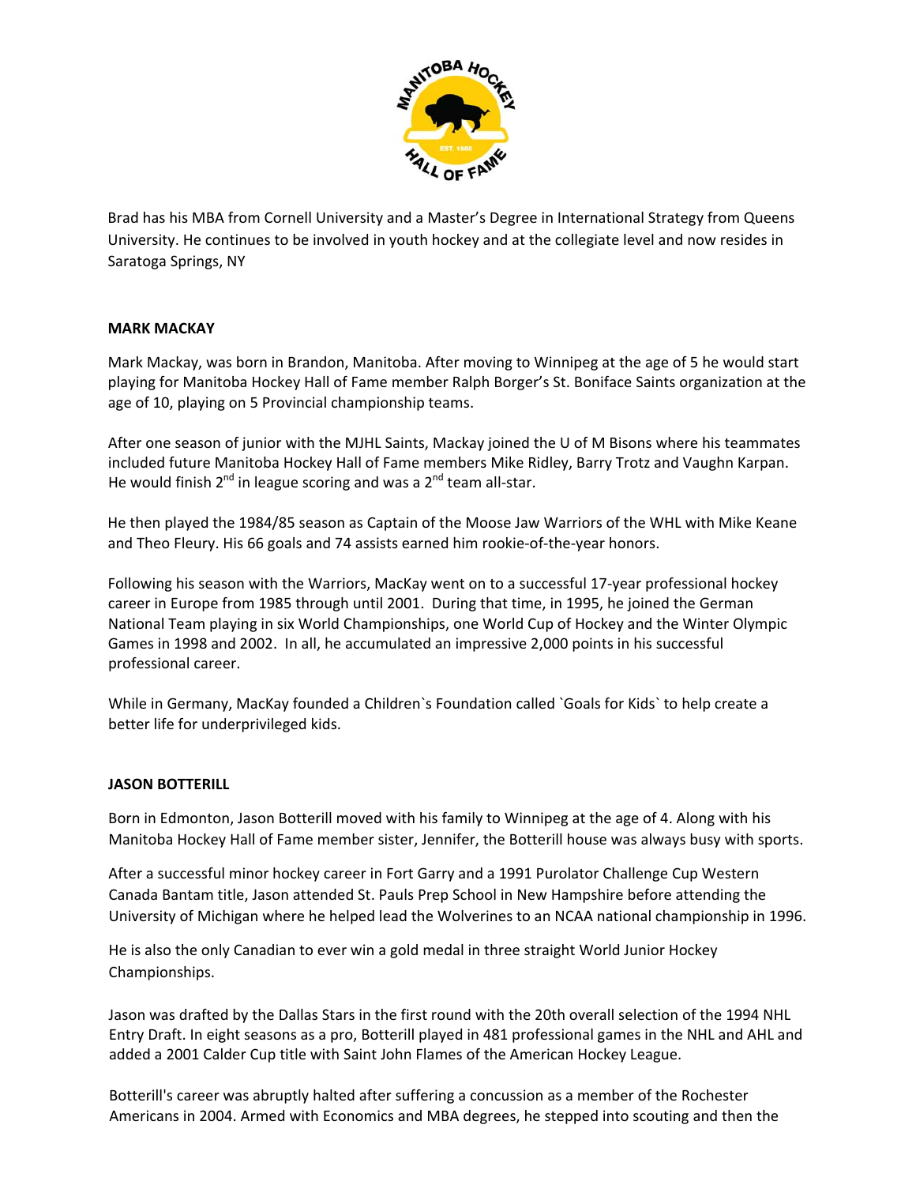Brad has his MBA from Cornell University and a Master's Degree in International Strategy from Queens University. He continues to be involved in youth hockey and at the collegiate level and now resides in Saratoga Springs, NY

**MARK MACKAY**

Mark Mackay, was born in Brandon, Manitoba. After moving to Winnipeg at the age of 5 he would start playing for Manitoba Hockey Hall of Fame member Ralph Borger's St. Boniface Saints organization at the age of 10, playing on 5 Provincial championship teams.

After one season of junior with the MJHL Saints, Mackay joined the U of M Bisons where his teammates included future Manitoba Hockey Hall of Fame members Mike Ridley, Barry Trotz and Vaughn Karpan. He would finish 2nd in league scoring and was a 2nd team all-star.

He then played the 1984/85 season as Captain of the Moose Jaw Warriors of the WHL with Mike Keane and Theo Fleury. His 66 goals and 74 assists earned him rookie-of-the-year honors.

Following his season with the Warriors, MacKay went on to a successful 17-year professional hockey career in Europe from 1985 through until 2001. During that time, in 1995, he joined the German National Team playing in six World Championships, one World Cup of Hockey and the Winter Olympic Games in 1998 and 2002. In all, he accumulated an impressive 2,000 points in his successful professional career.

While in Germany, MacKay founded a Children`s Foundation called `Goals for Kids` to help create a better life for underprivileged kids.

**JASON BOTTERILL**

Born in Edmonton, Jason Botterill moved with his family to Winnipeg at the age of 4. Along with his Manitoba Hockey Hall of Fame member sister, Jennifer, the Botterill house was always busy with sports.

After a successful minor hockey career in Fort Garry and a 1991 Purolator Challenge Cup Western Canada Bantam title, Jason attended St. Pauls Prep School in New Hampshire before attending the University of Michigan where he helped lead the Wolverines to an NCAA national championship in 1996.

He is also the only Canadian to ever win a gold medal in three straight World Junior Hockey Championships.

Jason was drafted by the Dallas Stars in the first round with the 20th overall selection of the 1994 NHL Entry Draft. In eight seasons as a pro, Botterill played in 481 professional games in the NHL and AHL and added a 2001 Calder Cup title with Saint John Flames of the American Hockey League.

Botterill's career was abruptly halted after suffering a concussion as a member of the Rochester Americans in 2004. Armed with Economics and MBA degrees, he stepped into scouting and then the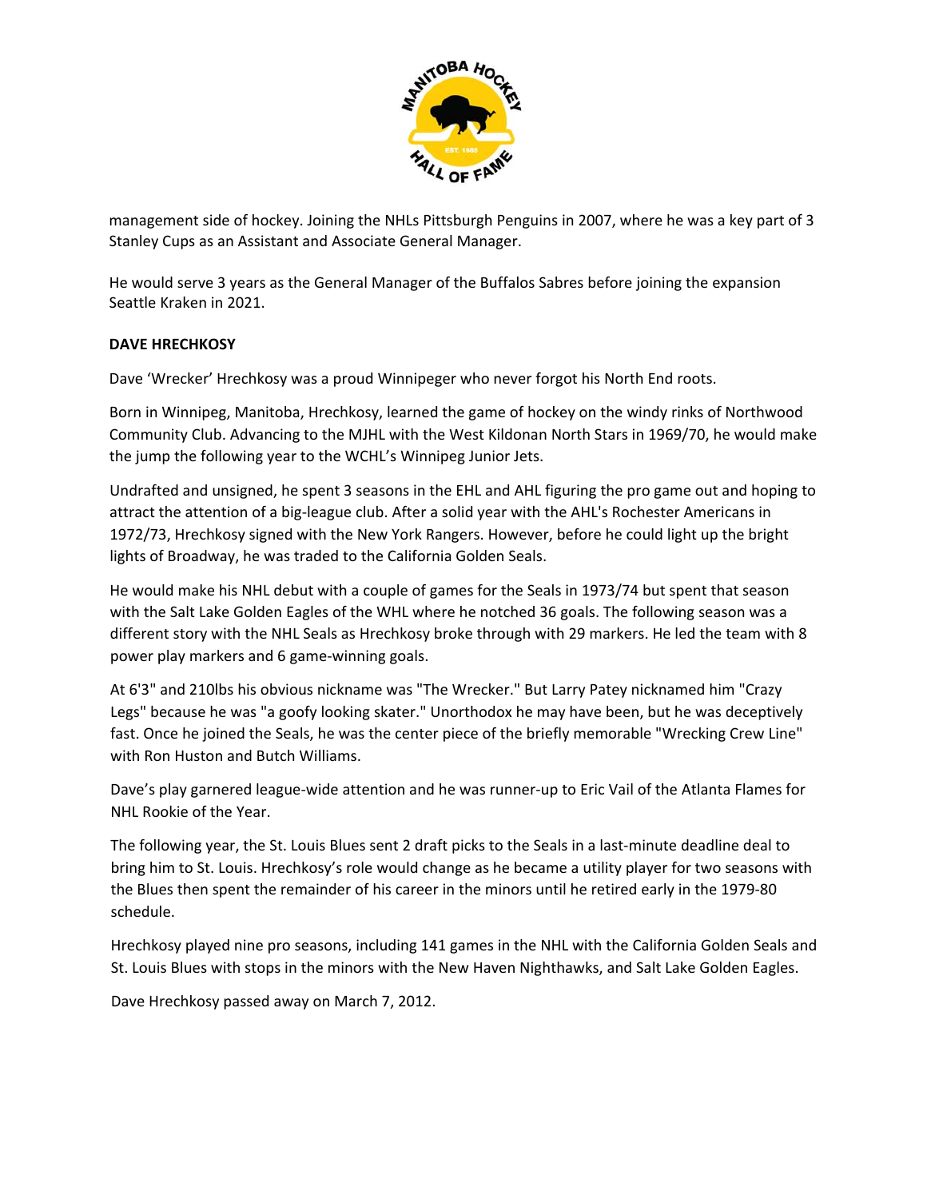management side of hockey. Joining the NHLs Pittsburgh Penguins in 2007, where he was a key part of 3 Stanley Cups as an Assistant and Associate General Manager.

He would serve 3 years as the General Manager of the Buffalos Sabres before joining the expansion Seattle Kraken in 2021.

**DAVE HRECHKOSY**

Dave 'Wrecker' Hrechkosy was a proud Winnipeger who never forgot his North End roots.

Born in Winnipeg, Manitoba, Hrechkosy, learned the game of hockey on the windy rinks of Northwood Community Club. Advancing to the MJHL with the West Kildonan North Stars in 1969/70, he would make the jump the following year to the WCHL's Winnipeg Junior Jets.

Undrafted and unsigned, he spent 3 seasons in the EHL and AHL figuring the pro game out and hoping to attract the attention of a big-league club. After a solid year with the AHL's Rochester Americans in 1972/73, Hrechkosy signed with the New York Rangers. However, before he could light up the bright lights of Broadway, he was traded to the California Golden Seals.

He would make his NHL debut with a couple of games for the Seals in 1973/74 but spent that season with the Salt Lake Golden Eagles of the WHL where he notched 36 goals. The following season was a different story with the NHL Seals as Hrechkosy broke through with 29 markers. He led the team with 8 power play markers and 6 game-winning goals.

At 6'3" and 210lbs his obvious nickname was "The Wrecker." But Larry Patey nicknamed him "Crazy Legs" because he was "a goofy looking skater." Unorthodox he may have been, but he was deceptively fast. Once he joined the Seals, he was the center piece of the briefly memorable "Wrecking Crew Line" with Ron Huston and Butch Williams.

Dave's play garnered league-wide attention and he was runner-up to Eric Vail of the Atlanta Flames for NHL Rookie of the Year.

The following year, the St. Louis Blues sent 2 draft picks to the Seals in a last-minute deadline deal to bring him to St. Louis. Hrechkosy's role would change as he became a utility player for two seasons with the Blues then spent the remainder of his career in the minors until he retired early in the 1979-80 schedule.

Hrechkosy played nine pro seasons, including 141 games in the NHL with the California Golden Seals and St. Louis Blues with stops in the minors with the New Haven Nighthawks, and Salt Lake Golden Eagles.

Dave Hrechkosy passed away on March 7, 2012.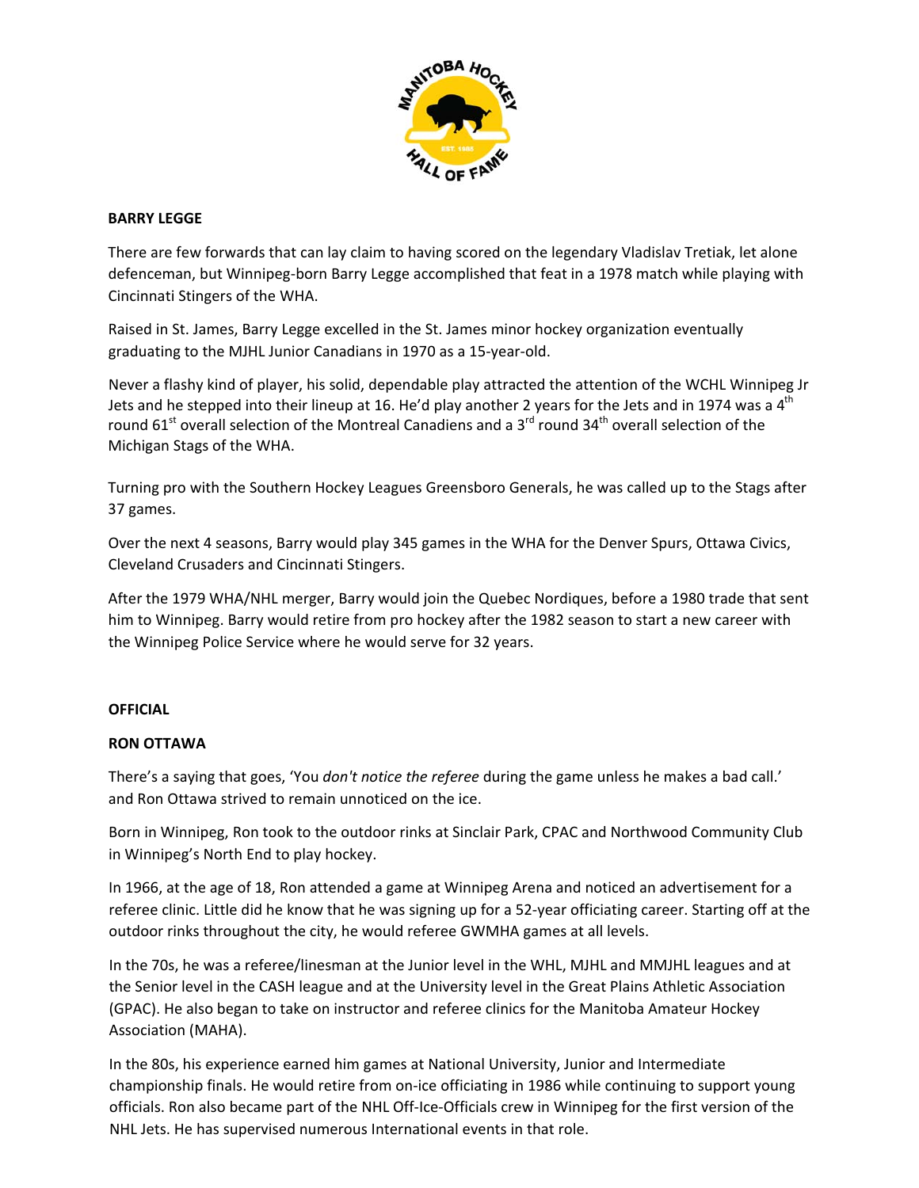**BARRY LEGGE**

There are few forwards that can lay claim to having scored on the legendary Vladislav Tretiak, let alone defenceman, but Winnipeg-born Barry Legge accomplished that feat in a 1978 match while playing with Cincinnati Stingers of the WHA.

Raised in St. James, Barry Legge excelled in the St. James minor hockey organization eventually graduating to the MJHL Junior Canadians in 1970 as a 15-year-old.

Never a flashy kind of player, his solid, dependable play attracted the attention of the WCHL Winnipeg Jr Jets and he stepped into their lineup at 16. He'd play another 2 years for the Jets and in 1974 was a 4th round 61st overall selection of the Montreal Canadiens and a 3rd round 34th overall selection of the Michigan Stags of the WHA.

Turning pro with the Southern Hockey Leagues Greensboro Generals, he was called up to the Stags after 37 games.

Over the next 4 seasons, Barry would play 345 games in the WHA for the Denver Spurs, Ottawa Civics, Cleveland Crusaders and Cincinnati Stingers.

After the 1979 WHA/NHL merger, Barry would join the Quebec Nordiques, before a 1980 trade that sent him to Winnipeg. Barry would retire from pro hockey after the 1982 season to start a new career with the Winnipeg Police Service where he would serve for 32 years.

**OFFICIAL**

**RON OTTAWA**

There's a saying that goes, 'You *don't notice the referee* during the game unless he makes a bad call.' and Ron Ottawa strived to remain unnoticed on the ice.

Born in Winnipeg, Ron took to the outdoor rinks at Sinclair Park, CPAC and Northwood Community Club in Winnipeg's North End to play hockey.

In 1966, at the age of 18, Ron attended a game at Winnipeg Arena and noticed an advertisement for a referee clinic. Little did he know that he was signing up for a 52-year officiating career. Starting off at the outdoor rinks throughout the city, he would referee GWMHA games at all levels.

In the 70s, he was a referee/linesman at the Junior level in the WHL, MJHL and MMJHL leagues and at the Senior level in the CASH league and at the University level in the Great Plains Athletic Association (GPAC). He also began to take on instructor and referee clinics for the Manitoba Amateur Hockey Association (MAHA).

In the 80s, his experience earned him games at National University, Junior and Intermediate championship finals. He would retire from on-ice officiating in 1986 while continuing to support young officials. Ron also became part of the NHL Off-Ice-Officials crew in Winnipeg for the first version of the NHL Jets. He has supervised numerous International events in that role.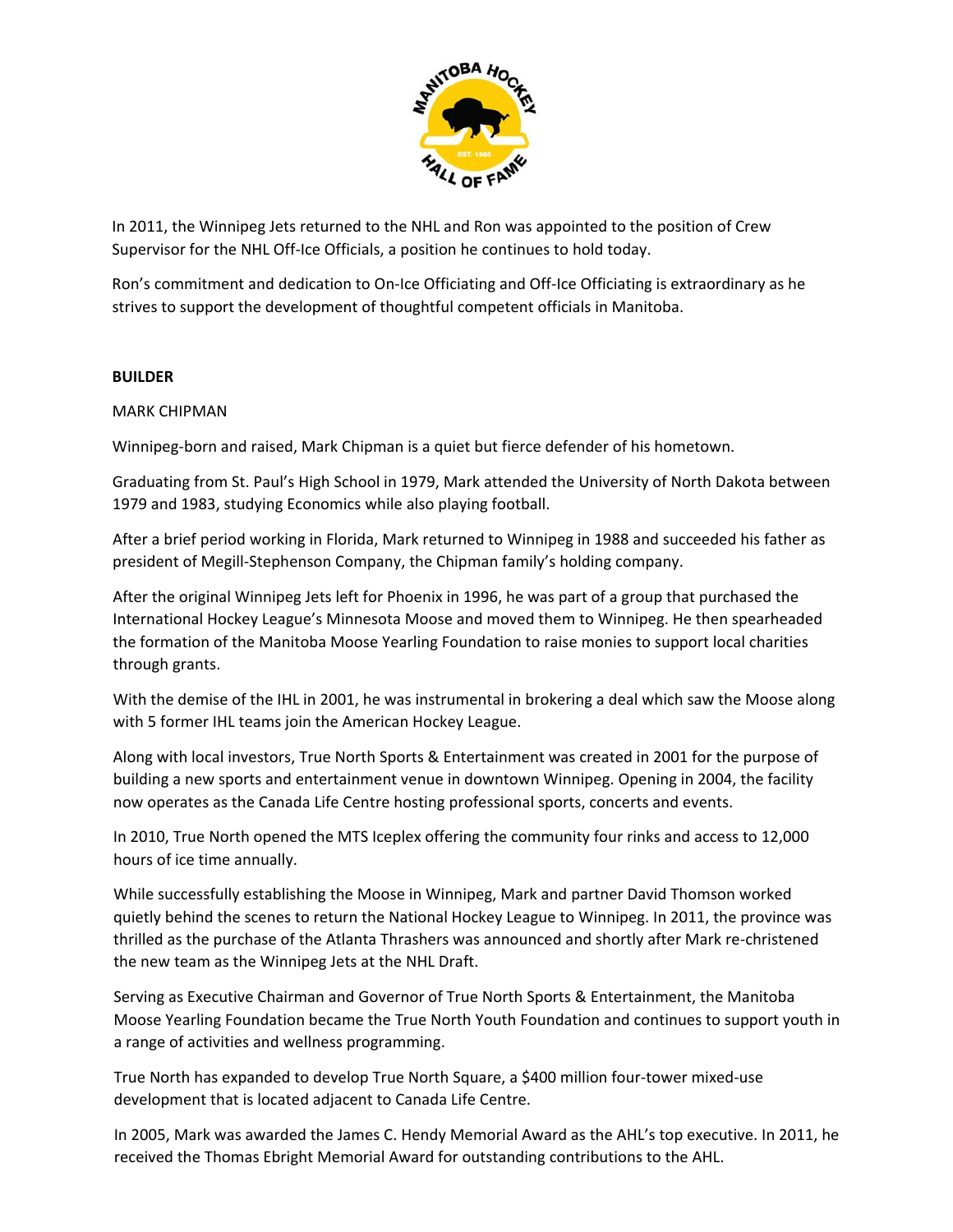In 2011, the Winnipeg Jets returned to the NHL and Ron was appointed to the position of Crew Supervisor for the NHL Off-Ice Officials, a position he continues to hold today.

Ron's commitment and dedication to On-Ice Officiating and Off-Ice Officiating is extraordinary as he strives to support the development of thoughtful competent officials in Manitoba.

**BUILDER**

MARK CHIPMAN

Winnipeg-born and raised, Mark Chipman is a quiet but fierce defender of his hometown.

Graduating from St. Paul's High School in 1979, Mark attended the University of North Dakota between 1979 and 1983, studying Economics while also playing football.

After a brief period working in Florida, Mark returned to Winnipeg in 1988 and succeeded his father as president of Megill-Stephenson Company, the Chipman family's holding company.

After the original Winnipeg Jets left for Phoenix in 1996, he was part of a group that purchased the International Hockey League's Minnesota Moose and moved them to Winnipeg. He then spearheaded the formation of the Manitoba Moose Yearling Foundation to raise monies to support local charities through grants.

With the demise of the IHL in 2001, he was instrumental in brokering a deal which saw the Moose along with 5 former IHL teams join the American Hockey League.

Along with local investors, True North Sports & Entertainment was created in 2001 for the purpose of building a new sports and entertainment venue in downtown Winnipeg. Opening in 2004, the facility now operates as the Canada Life Centre hosting professional sports, concerts and events.

In 2010, True North opened the MTS Iceplex offering the community four rinks and access to 12,000 hours of ice time annually.

While successfully establishing the Moose in Winnipeg, Mark and partner David Thomson worked quietly behind the scenes to return the National Hockey League to Winnipeg. In 2011, the province was thrilled as the purchase of the Atlanta Thrashers was announced and shortly after Mark re-christened the new team as the Winnipeg Jets at the NHL Draft.

Serving as Executive Chairman and Governor of True North Sports & Entertainment, the Manitoba Moose Yearling Foundation became the True North Youth Foundation and continues to support youth in a range of activities and wellness programming.

True North has expanded to develop True North Square, a $400 million four-tower mixed-use development that is located adjacent to Canada Life Centre.

In 2005, Mark was awarded the James C. Hendy Memorial Award as the AHL's top executive. In 2011, he received the Thomas Ebright Memorial Award for outstanding contributions to the AHL.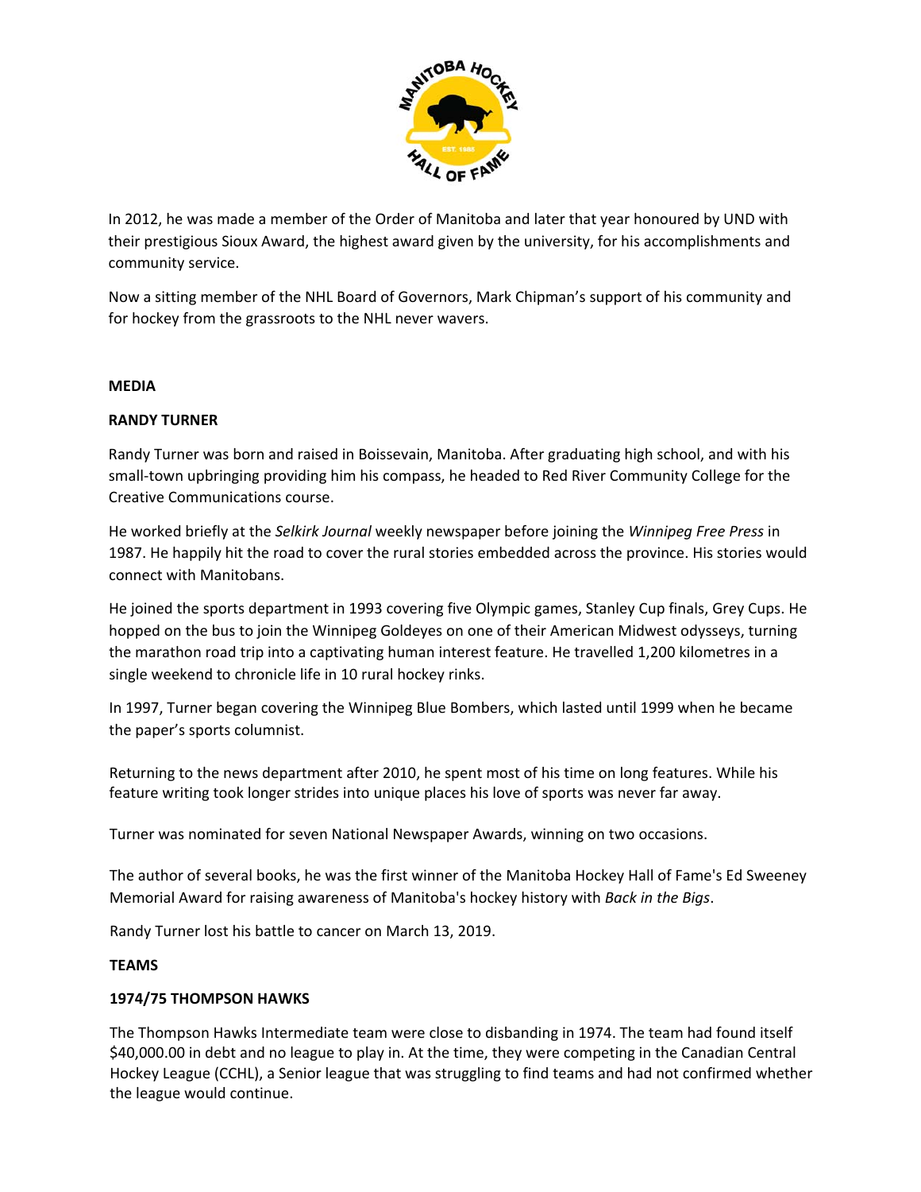In 2012, he was made a member of the Order of Manitoba and later that year honoured by UND with their prestigious Sioux Award, the highest award given by the university, for his accomplishments and community service.

Now a sitting member of the NHL Board of Governors, Mark Chipman's support of his community and for hockey from the grassroots to the NHL never wavers.

**MEDIA**

**RANDY TURNER**

Randy Turner was born and raised in Boissevain, Manitoba. After graduating high school, and with his small-town upbringing providing him his compass, he headed to Red River Community College for the Creative Communications course.

He worked briefly at the *Selkirk Journal* weekly newspaper before joining the *Winnipeg Free Press* in 1987. He happily hit the road to cover the rural stories embedded across the province. His stories would connect with Manitobans.

He joined the sports department in 1993 covering five Olympic games, Stanley Cup finals, Grey Cups. He hopped on the bus to join the Winnipeg Goldeyes on one of their American Midwest odysseys, turning the marathon road trip into a captivating human interest feature. He travelled 1,200 kilometres in a single weekend to chronicle life in 10 rural hockey rinks.

In 1997, Turner began covering the Winnipeg Blue Bombers, which lasted until 1999 when he became the paper's sports columnist.

Returning to the news department after 2010, he spent most of his time on long features. While his feature writing took longer strides into unique places his love of sports was never far away.

Turner was nominated for seven National Newspaper Awards, winning on two occasions.

The author of several books, he was the first winner of the Manitoba Hockey Hall of Fame's Ed Sweeney Memorial Award for raising awareness of Manitoba's hockey history with *Back in the Bigs*.

Randy Turner lost his battle to cancer on March 13, 2019.

**TEAMS**

**1974/75 THOMPSON HAWKS**

The Thompson Hawks Intermediate team were close to disbanding in 1974. The team had found itself $40,000.00 in debt and no league to play in. At the time, they were competing in the Canadian Central Hockey League (CCHL), a Senior league that was struggling to find teams and had not confirmed whether the league would continue.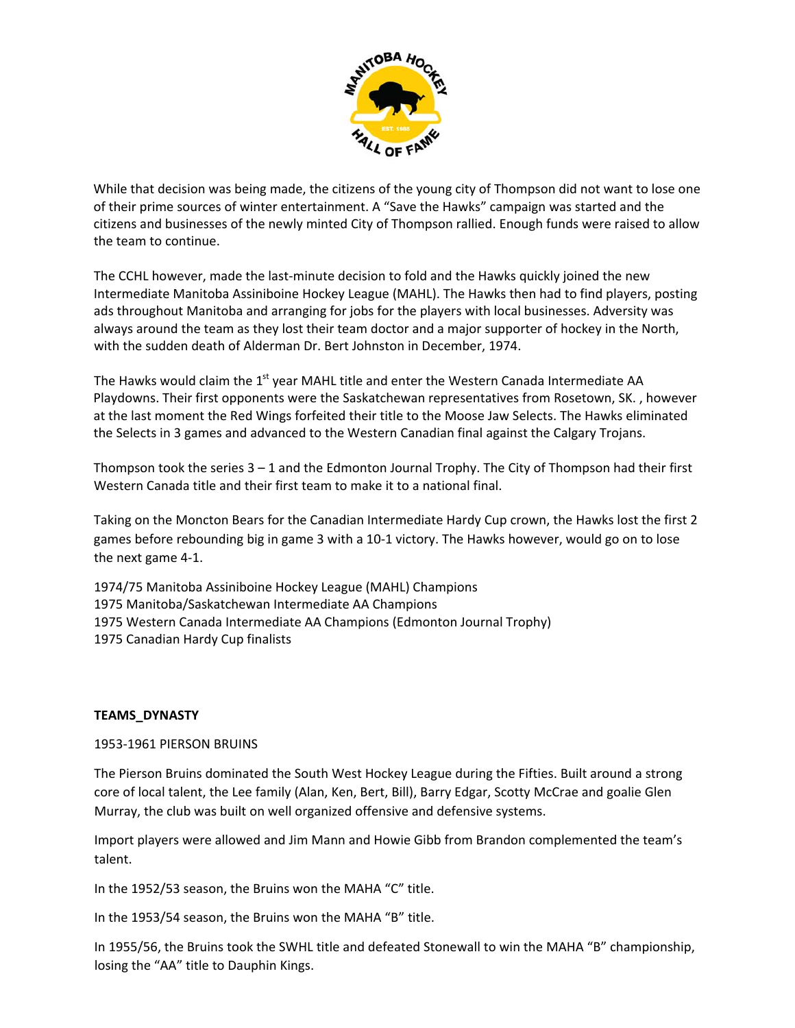While that decision was being made, the citizens of the young city of Thompson did not want to lose one of their prime sources of winter entertainment. A "Save the Hawks" campaign was started and the citizens and businesses of the newly minted City of Thompson rallied. Enough funds were raised to allow the team to continue.

The CCHL however, made the last-minute decision to fold and the Hawks quickly joined the new Intermediate Manitoba Assiniboine Hockey League (MAHL). The Hawks then had to find players, posting ads throughout Manitoba and arranging for jobs for the players with local businesses. Adversity was always around the team as they lost their team doctor and a major supporter of hockey in the North, with the sudden death of Alderman Dr. Bert Johnston in December, 1974.

The Hawks would claim the 1st year MAHL title and enter the Western Canada Intermediate AA Playdowns. Their first opponents were the Saskatchewan representatives from Rosetown, SK. , however at the last moment the Red Wings forfeited their title to the Moose Jaw Selects. The Hawks eliminated the Selects in 3 games and advanced to the Western Canadian final against the Calgary Trojans.

Thompson took the series 3 – 1 and the Edmonton Journal Trophy. The City of Thompson had their first Western Canada title and their first team to make it to a national final.

Taking on the Moncton Bears for the Canadian Intermediate Hardy Cup crown, the Hawks lost the first 2 games before rebounding big in game 3 with a 10-1 victory. The Hawks however, would go on to lose the next game 4-1.

1974/75 Manitoba Assiniboine Hockey League (MAHL) Champions
1975 Manitoba/Saskatchewan Intermediate AA Champions
1975 Western Canada Intermediate AA Champions (Edmonton Journal Trophy)
1975 Canadian Hardy Cup finalists

**TEAMS_DYNASTY**

1953-1961 PIERSON BRUINS

The Pierson Bruins dominated the South West Hockey League during the Fifties. Built around a strong core of local talent, the Lee family (Alan, Ken, Bert, Bill), Barry Edgar, Scotty McCrae and goalie Glen Murray, the club was built on well organized offensive and defensive systems.

Import players were allowed and Jim Mann and Howie Gibb from Brandon complemented the team's talent.

In the 1952/53 season, the Bruins won the MAHA "C" title.

In the 1953/54 season, the Bruins won the MAHA "B" title.

In 1955/56, the Bruins took the SWHL title and defeated Stonewall to win the MAHA "B" championship, losing the "AA" title to Dauphin Kings.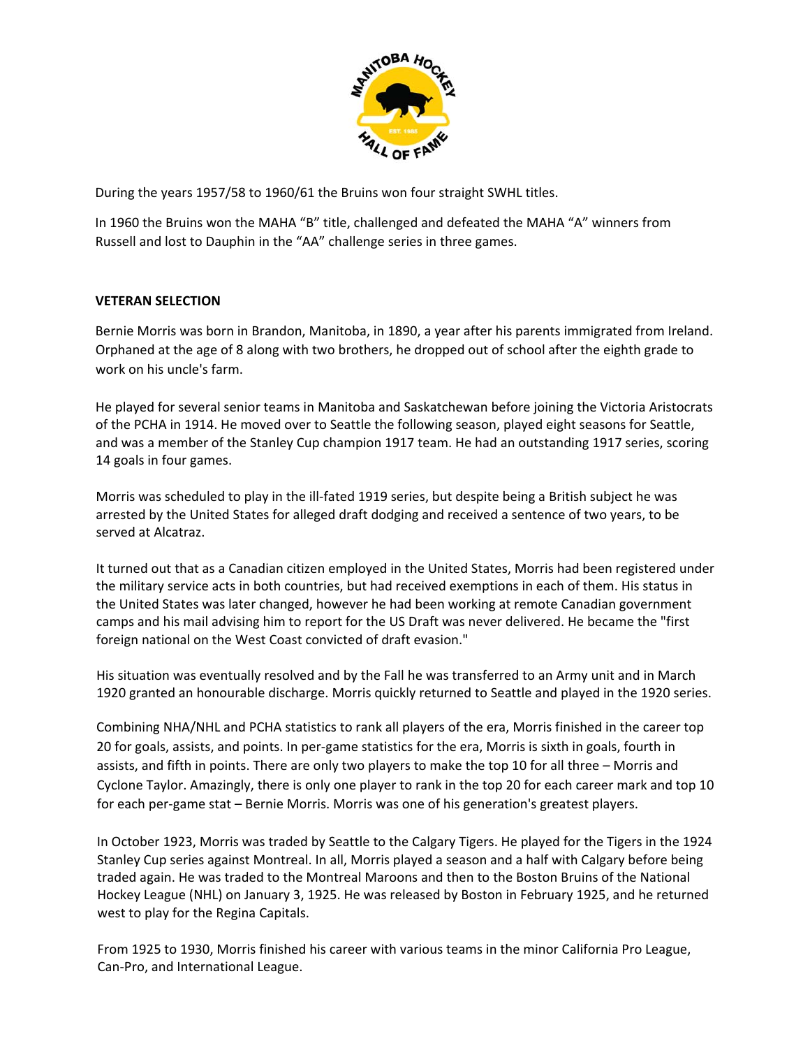During the years 1957/58 to 1960/61 the Bruins won four straight SWHL titles.

In 1960 the Bruins won the MAHA "B" title, challenged and defeated the MAHA "A" winners from Russell and lost to Dauphin in the "AA" challenge series in three games.

**VETERAN SELECTION**

Bernie Morris was born in Brandon, Manitoba, in 1890, a year after his parents immigrated from Ireland. Orphaned at the age of 8 along with two brothers, he dropped out of school after the eighth grade to work on his uncle's farm.

He played for several senior teams in Manitoba and Saskatchewan before joining the Victoria Aristocrats of the PCHA in 1914. He moved over to Seattle the following season, played eight seasons for Seattle, and was a member of the Stanley Cup champion 1917 team. He had an outstanding 1917 series, scoring 14 goals in four games.

Morris was scheduled to play in the ill-fated 1919 series, but despite being a British subject he was arrested by the United States for alleged draft dodging and received a sentence of two years, to be served at Alcatraz.

It turned out that as a Canadian citizen employed in the United States, Morris had been registered under the military service acts in both countries, but had received exemptions in each of them. His status in the United States was later changed, however he had been working at remote Canadian government camps and his mail advising him to report for the US Draft was never delivered. He became the "first foreign national on the West Coast convicted of draft evasion."

His situation was eventually resolved and by the Fall he was transferred to an Army unit and in March 1920 granted an honourable discharge. Morris quickly returned to Seattle and played in the 1920 series.

Combining NHA/NHL and PCHA statistics to rank all players of the era, Morris finished in the career top 20 for goals, assists, and points. In per-game statistics for the era, Morris is sixth in goals, fourth in assists, and fifth in points. There are only two players to make the top 10 for all three – Morris and Cyclone Taylor. Amazingly, there is only one player to rank in the top 20 for each career mark and top 10 for each per-game stat – Bernie Morris. Morris was one of his generation's greatest players.

In October 1923, Morris was traded by Seattle to the Calgary Tigers. He played for the Tigers in the 1924 Stanley Cup series against Montreal. In all, Morris played a season and a half with Calgary before being traded again. He was traded to the Montreal Maroons and then to the Boston Bruins of the National Hockey League (NHL) on January 3, 1925. He was released by Boston in February 1925, and he returned west to play for the Regina Capitals.

From 1925 to 1930, Morris finished his career with various teams in the minor California Pro League, Can-Pro, and International League.